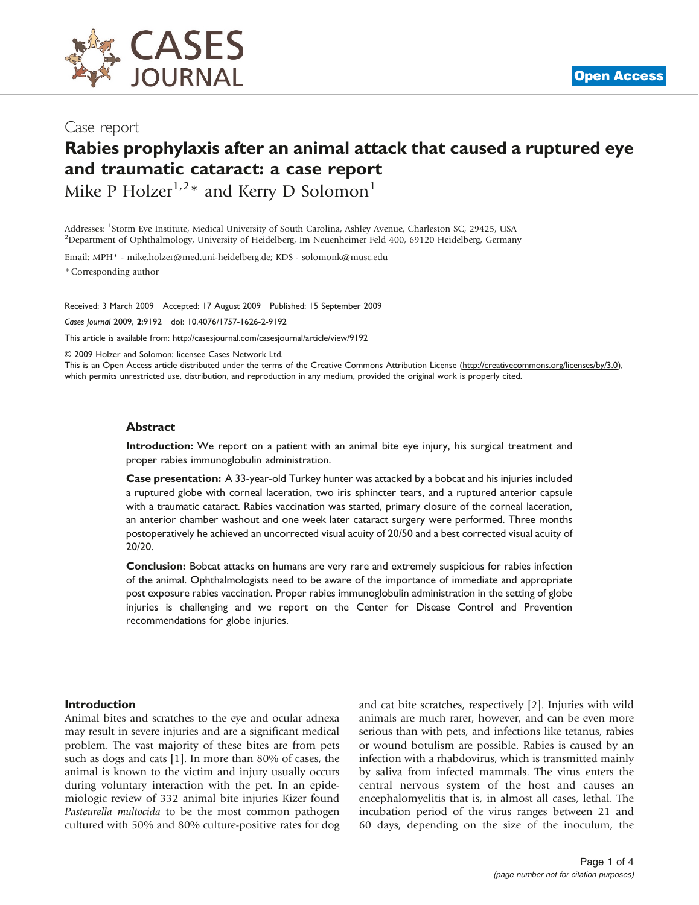Case report

# Rabies prophylaxis after an animal attack that caused a ruptured eye and traumatic cataract: a case report

Mike P Holzer[1,2]* and Kerry D Solomon[1]

Addresses: [1]Storm Eye Institute, Medical University of South Carolina, Ashley Avenue, Charleston SC, 29425, USA
[2]Department of Ophthalmology, University of Heidelberg, Im Neuenheimer Feld 400, 69120 Heidelberg, Germany

Email: MPH* - mike.holzer@med.uni-heidelberg.de; KDS - solomonk@musc.edu

* Corresponding author

Received: 3 March 2009 Accepted: 17 August 2009 Published: 15 September 2009

*Cases Journal* 2009, **2**:9192 doi: 10.4076/1757-1626-2-9192

This article is available from: http://casesjournal.com/casesjournal/article/view/9192

© 2009 Holzer and Solomon; licensee Cases Network Ltd.
This is an Open Access article distributed under the terms of the Creative Commons Attribution License (http://creativecommons.org/licenses/by/3.0), which permits unrestricted use, distribution, and reproduction in any medium, provided the original work is properly cited.

## Abstract

**Introduction:** We report on a patient with an animal bite eye injury, his surgical treatment and proper rabies immunoglobulin administration.

**Case presentation:** A 33-year-old Turkey hunter was attacked by a bobcat and his injuries included a ruptured globe with corneal laceration, two iris sphincter tears, and a ruptured anterior capsule with a traumatic cataract. Rabies vaccination was started, primary closure of the corneal laceration, an anterior chamber washout and one week later cataract surgery were performed. Three months postoperatively he achieved an uncorrected visual acuity of 20/50 and a best corrected visual acuity of 20/20.

**Conclusion:** Bobcat attacks on humans are very rare and extremely suspicious for rabies infection of the animal. Ophthalmologists need to be aware of the importance of immediate and appropriate post exposure rabies vaccination. Proper rabies immunoglobulin administration in the setting of globe injuries is challenging and we report on the Center for Disease Control and Prevention recommendations for globe injuries.

## Introduction

Animal bites and scratches to the eye and ocular adnexa may result in severe injuries and are a significant medical problem. The vast majority of these bites are from pets such as dogs and cats [1]. In more than 80% of cases, the animal is known to the victim and injury usually occurs during voluntary interaction with the pet. In an epidemiologic review of 332 animal bite injuries Kizer found *Pasteurella multocida* to be the most common pathogen cultured with 50% and 80% culture-positive rates for dog and cat bite scratches, respectively [2]. Injuries with wild animals are much rarer, however, and can be even more serious than with pets, and infections like tetanus, rabies or wound botulism are possible. Rabies is caused by an infection with a rhabdovirus, which is transmitted mainly by saliva from infected mammals. The virus enters the central nervous system of the host and causes an encephalomyelitis that is, in almost all cases, lethal. The incubation period of the virus ranges between 21 and 60 days, depending on the size of the inoculum, the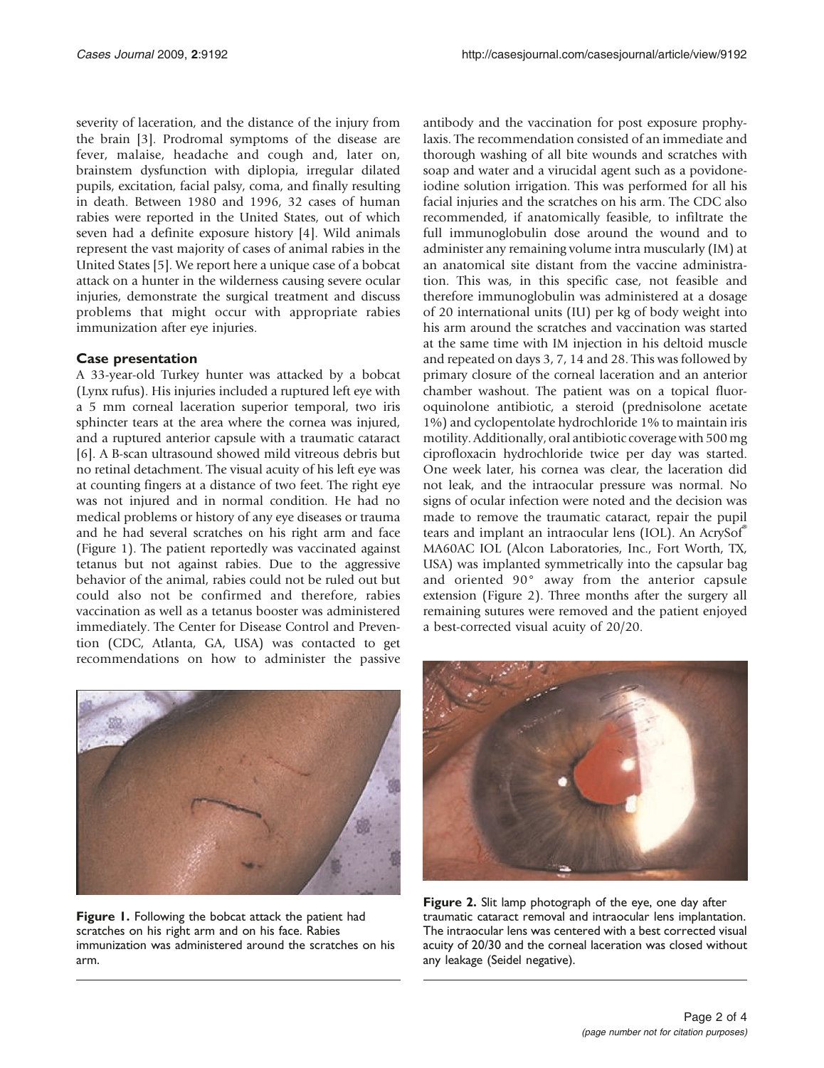severity of laceration, and the distance of the injury from the brain [3]. Prodromal symptoms of the disease are fever, malaise, headache and cough and, later on, brainstem dysfunction with diplopia, irregular dilated pupils, excitation, facial palsy, coma, and finally resulting in death. Between 1980 and 1996, 32 cases of human rabies were reported in the United States, out of which seven had a definite exposure history [4]. Wild animals represent the vast majority of cases of animal rabies in the United States [5]. We report here a unique case of a bobcat attack on a hunter in the wilderness causing severe ocular injuries, demonstrate the surgical treatment and discuss problems that might occur with appropriate rabies immunization after eye injuries.

## Case presentation

A 33-year-old Turkey hunter was attacked by a bobcat (Lynx rufus). His injuries included a ruptured left eye with a 5 mm corneal laceration superior temporal, two iris sphincter tears at the area where the cornea was injured, and a ruptured anterior capsule with a traumatic cataract [6]. A B-scan ultrasound showed mild vitreous debris but no retinal detachment. The visual acuity of his left eye was at counting fingers at a distance of two feet. The right eye was not injured and in normal condition. He had no medical problems or history of any eye diseases or trauma and he had several scratches on his right arm and face (Figure 1). The patient reportedly was vaccinated against tetanus but not against rabies. Due to the aggressive behavior of the animal, rabies could not be ruled out but could also not be confirmed and therefore, rabies vaccination as well as a tetanus booster was administered immediately. The Center for Disease Control and Prevention (CDC, Atlanta, GA, USA) was contacted to get recommendations on how to administer the passive antibody and the vaccination for post exposure prophylaxis. The recommendation consisted of an immediate and thorough washing of all bite wounds and scratches with soap and water and a virucidal agent such as a povidone-iodine solution irrigation. This was performed for all his facial injuries and the scratches on his arm. The CDC also recommended, if anatomically feasible, to infiltrate the full immunoglobulin dose around the wound and to administer any remaining volume intra muscularly (IM) at an anatomical site distant from the vaccine administration. This was, in this specific case, not feasible and therefore immunoglobulin was administered at a dosage of 20 international units (IU) per kg of body weight into his arm around the scratches and vaccination was started at the same time with IM injection in his deltoid muscle and repeated on days 3, 7, 14 and 28. This was followed by primary closure of the corneal laceration and an anterior chamber washout. The patient was on a topical fluoroquinolone antibiotic, a steroid (prednisolone acetate 1%) and cyclopentolate hydrochloride 1% to maintain iris motility. Additionally, oral antibiotic coverage with 500 mg ciprofloxacin hydrochloride twice per day was started. One week later, his cornea was clear, the laceration did not leak, and the intraocular pressure was normal. No signs of ocular infection were noted and the decision was made to remove the traumatic cataract, repair the pupil tears and implant an intraocular lens (IOL). An AcrySof® MA60AC IOL (Alcon Laboratories, Inc., Fort Worth, TX, USA) was implanted symmetrically into the capsular bag and oriented 90° away from the anterior capsule extension (Figure 2). Three months after the surgery all remaining sutures were removed and the patient enjoyed a best-corrected visual acuity of 20/20.

**Figure 1.** Following the bobcat attack the patient had scratches on his right arm and on his face. Rabies immunization was administered around the scratches on his arm.

**Figure 2.** Slit lamp photograph of the eye, one day after traumatic cataract removal and intraocular lens implantation. The intraocular lens was centered with a best corrected visual acuity of 20/30 and the corneal laceration was closed without any leakage (Seidel negative).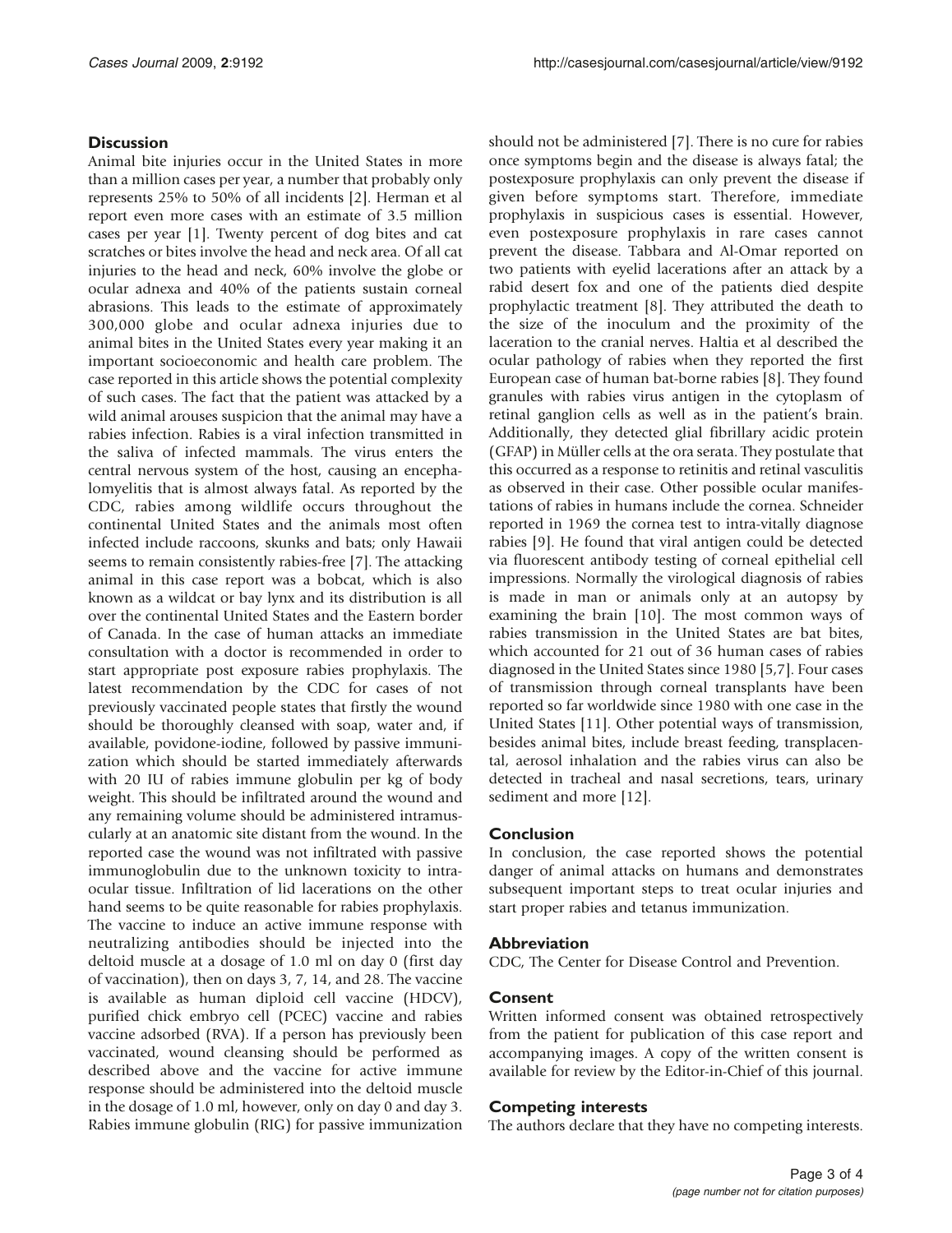## Discussion

Animal bite injuries occur in the United States in more than a million cases per year, a number that probably only represents 25% to 50% of all incidents [2]. Herman et al report even more cases with an estimate of 3.5 million cases per year [1]. Twenty percent of dog bites and cat scratches or bites involve the head and neck area. Of all cat injuries to the head and neck, 60% involve the globe or ocular adnexa and 40% of the patients sustain corneal abrasions. This leads to the estimate of approximately 300,000 globe and ocular adnexa injuries due to animal bites in the United States every year making it an important socioeconomic and health care problem. The case reported in this article shows the potential complexity of such cases. The fact that the patient was attacked by a wild animal arouses suspicion that the animal may have a rabies infection. Rabies is a viral infection transmitted in the saliva of infected mammals. The virus enters the central nervous system of the host, causing an encephalomyelitis that is almost always fatal. As reported by the CDC, rabies among wildlife occurs throughout the continental United States and the animals most often infected include raccoons, skunks and bats; only Hawaii seems to remain consistently rabies-free [7]. The attacking animal in this case report was a bobcat, which is also known as a wildcat or bay lynx and its distribution is all over the continental United States and the Eastern border of Canada. In the case of human attacks an immediate consultation with a doctor is recommended in order to start appropriate post exposure rabies prophylaxis. The latest recommendation by the CDC for cases of not previously vaccinated people states that firstly the wound should be thoroughly cleansed with soap, water and, if available, povidone-iodine, followed by passive immunization which should be started immediately afterwards with 20 IU of rabies immune globulin per kg of body weight. This should be infiltrated around the wound and any remaining volume should be administered intramuscularly at an anatomic site distant from the wound. In the reported case the wound was not infiltrated with passive immunoglobulin due to the unknown toxicity to intraocular tissue. Infiltration of lid lacerations on the other hand seems to be quite reasonable for rabies prophylaxis. The vaccine to induce an active immune response with neutralizing antibodies should be injected into the deltoid muscle at a dosage of 1.0 ml on day 0 (first day of vaccination), then on days 3, 7, 14, and 28. The vaccine is available as human diploid cell vaccine (HDCV), purified chick embryo cell (PCEC) vaccine and rabies vaccine adsorbed (RVA). If a person has previously been vaccinated, wound cleansing should be performed as described above and the vaccine for active immune response should be administered into the deltoid muscle in the dosage of 1.0 ml, however, only on day 0 and day 3. Rabies immune globulin (RIG) for passive immunization should not be administered [7]. There is no cure for rabies once symptoms begin and the disease is always fatal; the postexposure prophylaxis can only prevent the disease if given before symptoms start. Therefore, immediate prophylaxis in suspicious cases is essential. However, even postexposure prophylaxis in rare cases cannot prevent the disease. Tabbara and Al-Omar reported on two patients with eyelid lacerations after an attack by a rabid desert fox and one of the patients died despite prophylactic treatment [8]. They attributed the death to the size of the inoculum and the proximity of the laceration to the cranial nerves. Haltia et al described the ocular pathology of rabies when they reported the first European case of human bat-borne rabies [8]. They found granules with rabies virus antigen in the cytoplasm of retinal ganglion cells as well as in the patient's brain. Additionally, they detected glial fibrillary acidic protein (GFAP) in Müller cells at the ora serata. They postulate that this occurred as a response to retinitis and retinal vasculitis as observed in their case. Other possible ocular manifestations of rabies in humans include the cornea. Schneider reported in 1969 the cornea test to intra-vitally diagnose rabies [9]. He found that viral antigen could be detected via fluorescent antibody testing of corneal epithelial cell impressions. Normally the virological diagnosis of rabies is made in man or animals only at an autopsy by examining the brain [10]. The most common ways of rabies transmission in the United States are bat bites, which accounted for 21 out of 36 human cases of rabies diagnosed in the United States since 1980 [5,7]. Four cases of transmission through corneal transplants have been reported so far worldwide since 1980 with one case in the United States [11]. Other potential ways of transmission, besides animal bites, include breast feeding, transplacental, aerosol inhalation and the rabies virus can also be detected in tracheal and nasal secretions, tears, urinary sediment and more [12].

## Conclusion

In conclusion, the case reported shows the potential danger of animal attacks on humans and demonstrates subsequent important steps to treat ocular injuries and start proper rabies and tetanus immunization.

## Abbreviation

CDC, The Center for Disease Control and Prevention.

## Consent

Written informed consent was obtained retrospectively from the patient for publication of this case report and accompanying images. A copy of the written consent is available for review by the Editor-in-Chief of this journal.

## Competing interests

The authors declare that they have no competing interests.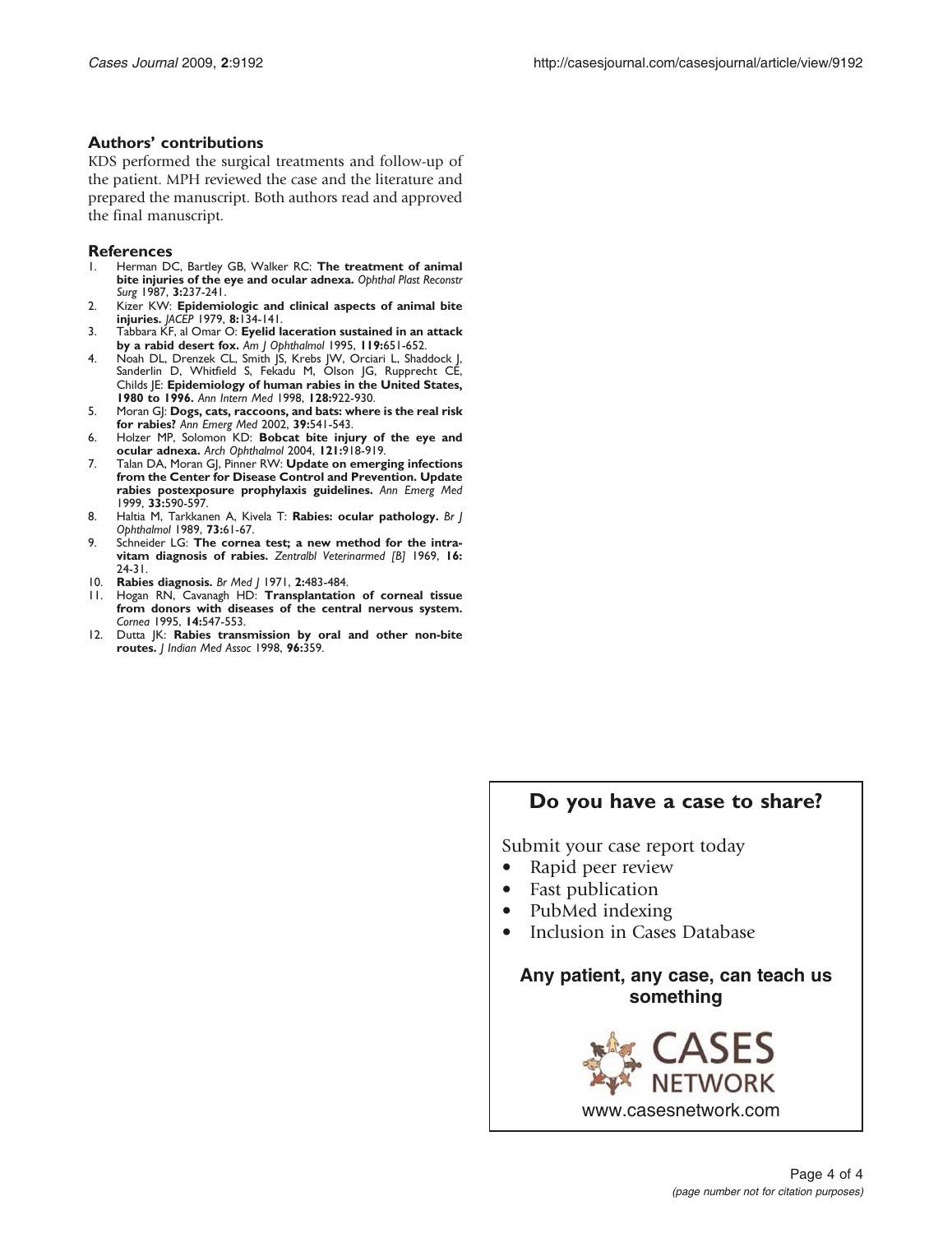### Authors' contributions

KDS performed the surgical treatments and follow-up of the patient. MPH reviewed the case and the literature and prepared the manuscript. Both authors read and approved the final manuscript.

### References

1. Herman DC, Bartley GB, Walker RC: **The treatment of animal bite injuries of the eye and ocular adnexa.** *Ophthal Plast Reconstr Surg* 1987, **3:**237-241.
2. Kizer KW: **Epidemiologic and clinical aspects of animal bite injuries.** *JACEP* 1979, **8:**134-141.
3. Tabbara KF, al Omar O: **Eyelid laceration sustained in an attack by a rabid desert fox.** *Am J Ophthalmol* 1995, **119:**651-652.
4. Noah DL, Drenzek CL, Smith JS, Krebs JW, Orciari L, Shaddock J, Sanderlin D, Whitfield S, Fekadu M, Olson JG, Rupprecht CE, Childs JE: **Epidemiology of human rabies in the United States, 1980 to 1996.** *Ann Intern Med* 1998, **128:**922-930.
5. Moran GJ: **Dogs, cats, raccoons, and bats: where is the real risk for rabies?** *Ann Emerg Med* 2002, **39:**541-543.
6. Holzer MP, Solomon KD: **Bobcat bite injury of the eye and ocular adnexa.** *Arch Ophthalmol* 2004, **121:**918-919.
7. Talan DA, Moran GJ, Pinner RW: **Update on emerging infections from the Center for Disease Control and Prevention. Update rabies postexposure prophylaxis guidelines.** *Ann Emerg Med* 1999, **33:**590-597.
8. Haltia M, Tarkkanen A, Kivela T: **Rabies: ocular pathology.** *Br J Ophthalmol* 1989, **73:**61-67.
9. Schneider LG: **The cornea test; a new method for the intra-vitam diagnosis of rabies.** *Zentralbl Veterinarmed [B]* 1969, **16:** 24-31.
10. **Rabies diagnosis.** *Br Med J* 1971, **2:**483-484.
11. Hogan RN, Cavanagh HD: **Transplantation of corneal tissue from donors with diseases of the central nervous system.** *Cornea* 1995, **14:**547-553.
12. Dutta JK: **Rabies transmission by oral and other non-bite routes.** *J Indian Med Assoc* 1998, **96:**359.

**Do you have a case to share?**

Submit your case report today

- Rapid peer review
- Fast publication
- PubMed indexing
- Inclusion in Cases Database

**Any patient, any case, can teach us something**

CASES NETWORK

www.casesnetwork.com